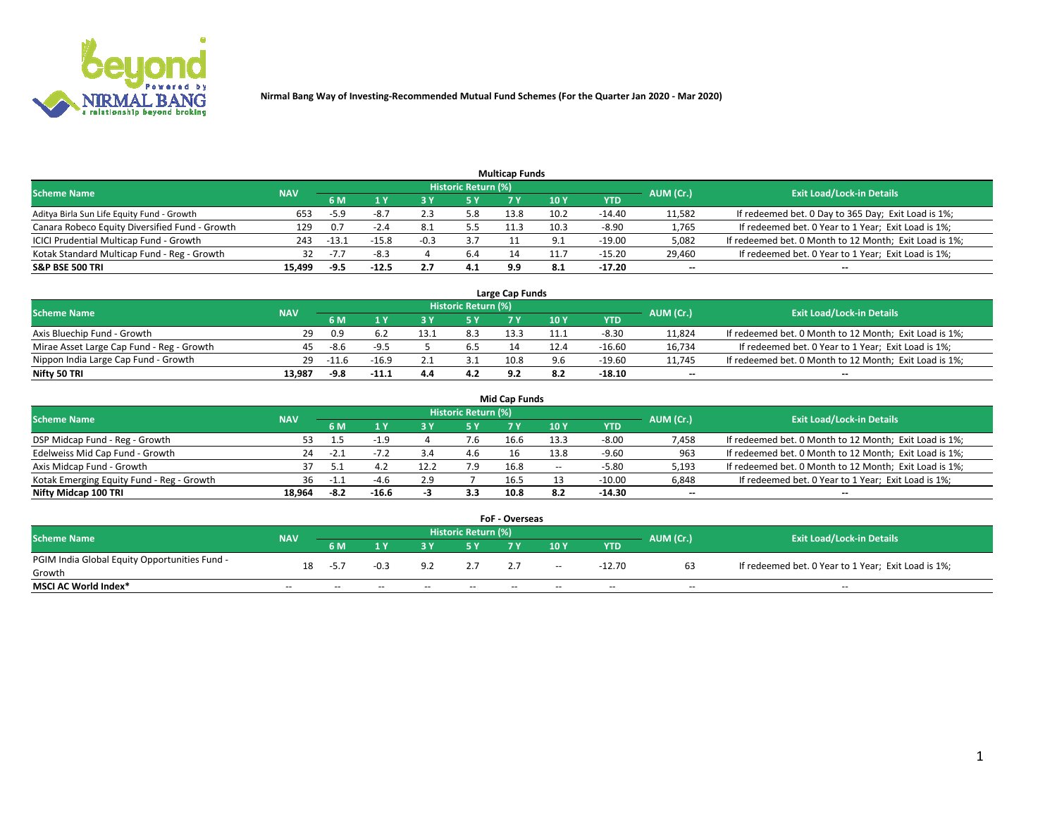**Nirmal Bang Way of Investing-Recommended Mutual Fund Schemes (For the Quarter Jan 2020 - Mar 2020)**

### Multicap Funds

| Scheme Name | NAV | Historic Return (%) | | | | | | | AUM (Cr.) | Exit Load/Lock-in Details |
|---|---|---|---|---|---|---|---|---|---|---|
| | | 6 M | 1 Y | 3 Y | 5 Y | 7 Y | 10 Y | YTD | | |
| Aditya Birla Sun Life Equity Fund - Growth | 653 | -5.9 | -8.7 | 2.3 | 5.8 | 13.8 | 10.2 | -14.40 | 11,582 | If redeemed bet. 0 Day to 365 Day; Exit Load is 1%; |
| Canara Robeco Equity Diversified Fund - Growth | 129 | 0.7 | -2.4 | 8.1 | 5.5 | 11.3 | 10.3 | -8.90 | 1,765 | If redeemed bet. 0 Year to 1 Year; Exit Load is 1%; |
| ICICI Prudential Multicap Fund - Growth | 243 | -13.1 | -15.8 | -0.3 | 3.7 | 11 | 9.1 | -19.00 | 5,082 | If redeemed bet. 0 Month to 12 Month; Exit Load is 1%; |
| Kotak Standard Multicap Fund - Reg - Growth | 32 | -7.7 | -8.3 | 4 | 6.4 | 14 | 11.7 | -15.20 | 29,460 | If redeemed bet. 0 Year to 1 Year; Exit Load is 1%; |
| **S&P BSE 500 TRI** | **15,499** | **-9.5** | **-12.5** | **2.7** | **4.1** | **9.9** | **8.1** | **-17.20** | **--** | **--** |

### Large Cap Funds

| Scheme Name | NAV | Historic Return (%) | | | | | | | AUM (Cr.) | Exit Load/Lock-in Details |
|---|---|---|---|---|---|---|---|---|---|---|
| | | 6 M | 1 Y | 3 Y | 5 Y | 7 Y | 10 Y | YTD | | |
| Axis Bluechip Fund - Growth | 29 | 0.9 | 6.2 | 13.1 | 8.3 | 13.3 | 11.1 | -8.30 | 11,824 | If redeemed bet. 0 Month to 12 Month; Exit Load is 1%; |
| Mirae Asset Large Cap Fund - Reg - Growth | 45 | -8.6 | -9.5 | 5 | 6.5 | 14 | 12.4 | -16.60 | 16,734 | If redeemed bet. 0 Year to 1 Year; Exit Load is 1%; |
| Nippon India Large Cap Fund - Growth | 29 | -11.6 | -16.9 | 2.1 | 3.1 | 10.8 | 9.6 | -19.60 | 11,745 | If redeemed bet. 0 Month to 12 Month; Exit Load is 1%; |
| **Nifty 50 TRI** | **13,987** | **-9.8** | **-11.1** | **4.4** | **4.2** | **9.2** | **8.2** | **-18.10** | **--** | **--** |

### Mid Cap Funds

| Scheme Name | NAV | Historic Return (%) | | | | | | | AUM (Cr.) | Exit Load/Lock-in Details |
|---|---|---|---|---|---|---|---|---|---|---|
| | | 6 M | 1 Y | 3 Y | 5 Y | 7 Y | 10 Y | YTD | | |
| DSP Midcap Fund - Reg - Growth | 53 | 1.5 | -1.9 | 4 | 7.6 | 16.6 | 13.3 | -8.00 | 7,458 | If redeemed bet. 0 Month to 12 Month; Exit Load is 1%; |
| Edelweiss Mid Cap Fund - Growth | 24 | -2.1 | -7.2 | 3.4 | 4.6 | 16 | 13.8 | -9.60 | 963 | If redeemed bet. 0 Month to 12 Month; Exit Load is 1%; |
| Axis Midcap Fund - Growth | 37 | 5.1 | 4.2 | 12.2 | 7.9 | 16.8 | -- | -5.80 | 5,193 | If redeemed bet. 0 Month to 12 Month; Exit Load is 1%; |
| Kotak Emerging Equity Fund - Reg - Growth | 36 | -1.1 | -4.6 | 2.9 | 7 | 16.5 | 13 | -10.00 | 6,848 | If redeemed bet. 0 Year to 1 Year; Exit Load is 1%; |
| **Nifty Midcap 100 TRI** | **18,964** | **-8.2** | **-16.6** | **-3** | **3.3** | **10.8** | **8.2** | **-14.30** | **--** | **--** |

### FoF - Overseas

| Scheme Name | NAV | Historic Return (%) | | | | | | | AUM (Cr.) | Exit Load/Lock-in Details |
|---|---|---|---|---|---|---|---|---|---|---|
| | | 6 M | 1 Y | 3 Y | 5 Y | 7 Y | 10 Y | YTD | | |
| PGIM India Global Equity Opportunities Fund - Growth | 18 | -5.7 | -0.3 | 9.2 | 2.7 | 2.7 | -- | -12.70 | 63 | If redeemed bet. 0 Year to 1 Year; Exit Load is 1%; |
| **MSCI AC World Index*** | -- | -- | -- | -- | -- | -- | -- | -- | -- | -- |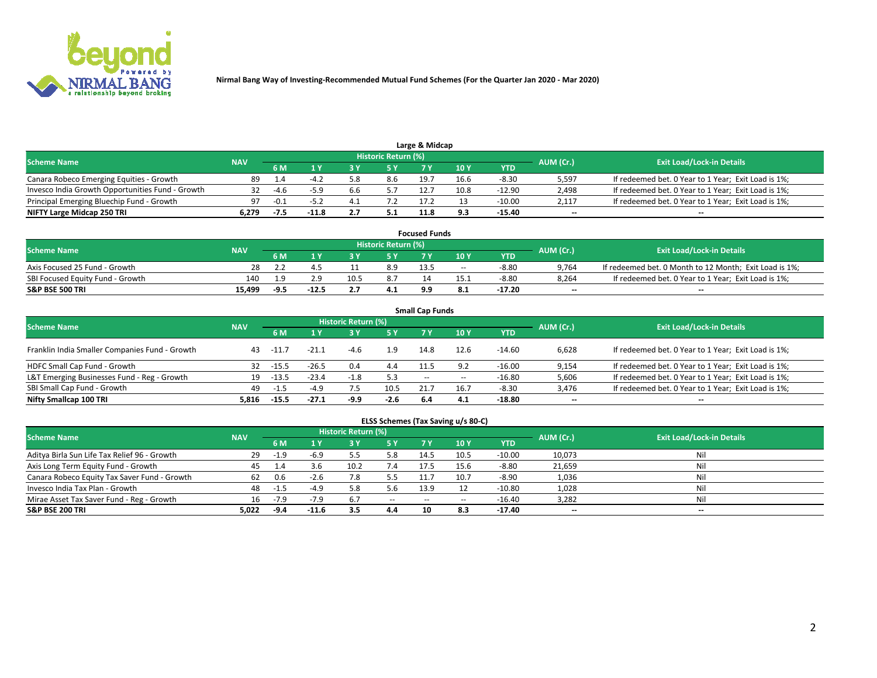Nirmal Bang Way of Investing-Recommended Mutual Fund Schemes (For the Quarter Jan 2020 - Mar 2020)

### Large & Midcap

| Scheme Name | NAV | Historic Return (%) | | | | | | | AUM (Cr.) | Exit Load/Lock-in Details |
|---|---|---|---|---|---|---|---|---|---|---|
| | | 6 M | 1 Y | 3 Y | 5 Y | 7 Y | 10 Y | YTD | | |
| Canara Robeco Emerging Equities - Growth | 89 | 1.4 | -4.2 | 5.8 | 8.6 | 19.7 | 16.6 | -8.30 | 5,597 | If redeemed bet. 0 Year to 1 Year; Exit Load is 1%; |
| Invesco India Growth Opportunities Fund - Growth | 32 | -4.6 | -5.9 | 6.6 | 5.7 | 12.7 | 10.8 | -12.90 | 2,498 | If redeemed bet. 0 Year to 1 Year; Exit Load is 1%; |
| Principal Emerging Bluechip Fund - Growth | 97 | -0.1 | -5.2 | 4.1 | 7.2 | 17.2 | 13 | -10.00 | 2,117 | If redeemed bet. 0 Year to 1 Year; Exit Load is 1%; |
| **NIFTY Large Midcap 250 TRI** | **6,279** | **-7.5** | **-11.8** | **2.7** | **5.1** | **11.8** | **9.3** | **-15.40** | **--** | **--** |

### Focused Funds

| Scheme Name | NAV | Historic Return (%) | | | | | | | AUM (Cr.) | Exit Load/Lock-in Details |
|---|---|---|---|---|---|---|---|---|---|---|
| | | 6 M | 1 Y | 3 Y | 5 Y | 7 Y | 10 Y | YTD | | |
| Axis Focused 25 Fund - Growth | 28 | 2.2 | 4.5 | 11 | 8.9 | 13.5 | -- | -8.80 | 9,764 | If redeemed bet. 0 Month to 12 Month; Exit Load is 1%; |
| SBI Focused Equity Fund - Growth | 140 | 1.9 | 2.9 | 10.5 | 8.7 | 14 | 15.1 | -8.80 | 8,264 | If redeemed bet. 0 Year to 1 Year; Exit Load is 1%; |
| **S&P BSE 500 TRI** | **15,499** | **-9.5** | **-12.5** | **2.7** | **4.1** | **9.9** | **8.1** | **-17.20** | **--** | **--** |

### Small Cap Funds

| Scheme Name | NAV | Historic Return (%) | | | | | | | AUM (Cr.) | Exit Load/Lock-in Details |
|---|---|---|---|---|---|---|---|---|---|---|
| | | 6 M | 1 Y | 3 Y | 5 Y | 7 Y | 10 Y | YTD | | |
| Franklin India Smaller Companies Fund - Growth | 43 | -11.7 | -21.1 | -4.6 | 1.9 | 14.8 | 12.6 | -14.60 | 6,628 | If redeemed bet. 0 Year to 1 Year; Exit Load is 1%; |
| HDFC Small Cap Fund - Growth | 32 | -15.5 | -26.5 | 0.4 | 4.4 | 11.5 | 9.2 | -16.00 | 9,154 | If redeemed bet. 0 Year to 1 Year; Exit Load is 1%; |
| L&T Emerging Businesses Fund - Reg - Growth | 19 | -13.5 | -23.4 | -1.8 | 5.3 | -- | -- | -16.80 | 5,606 | If redeemed bet. 0 Year to 1 Year; Exit Load is 1%; |
| SBI Small Cap Fund - Growth | 49 | -1.5 | -4.9 | 7.5 | 10.5 | 21.7 | 16.7 | -8.30 | 3,476 | If redeemed bet. 0 Year to 1 Year; Exit Load is 1%; |
| **Nifty Smallcap 100 TRI** | **5,816** | **-15.5** | **-27.1** | **-9.9** | **-2.6** | **6.4** | **4.1** | **-18.80** | **--** | **--** |

### ELSS Schemes (Tax Saving u/s 80-C)

| Scheme Name | NAV | Historic Return (%) | | | | | | | AUM (Cr.) | Exit Load/Lock-in Details |
|---|---|---|---|---|---|---|---|---|---|---|
| | | 6 M | 1 Y | 3 Y | 5 Y | 7 Y | 10 Y | YTD | | |
| Aditya Birla Sun Life Tax Relief 96 - Growth | 29 | -1.9 | -6.9 | 5.5 | 5.8 | 14.5 | 10.5 | -10.00 | 10,073 | Nil |
| Axis Long Term Equity Fund - Growth | 45 | 1.4 | 3.6 | 10.2 | 7.4 | 17.5 | 15.6 | -8.80 | 21,659 | Nil |
| Canara Robeco Equity Tax Saver Fund - Growth | 62 | 0.6 | -2.6 | 7.8 | 5.5 | 11.7 | 10.7 | -8.90 | 1,036 | Nil |
| Invesco India Tax Plan - Growth | 48 | -1.5 | -4.9 | 5.8 | 5.6 | 13.9 | 12 | -10.80 | 1,028 | Nil |
| Mirae Asset Tax Saver Fund - Reg - Growth | 16 | -7.9 | -7.9 | 6.7 | -- | -- | -- | -16.40 | 3,282 | Nil |
| **S&P BSE 200 TRI** | **5,022** | **-9.4** | **-11.6** | **3.5** | **4.4** | **10** | **8.3** | **-17.40** | **--** | **--** |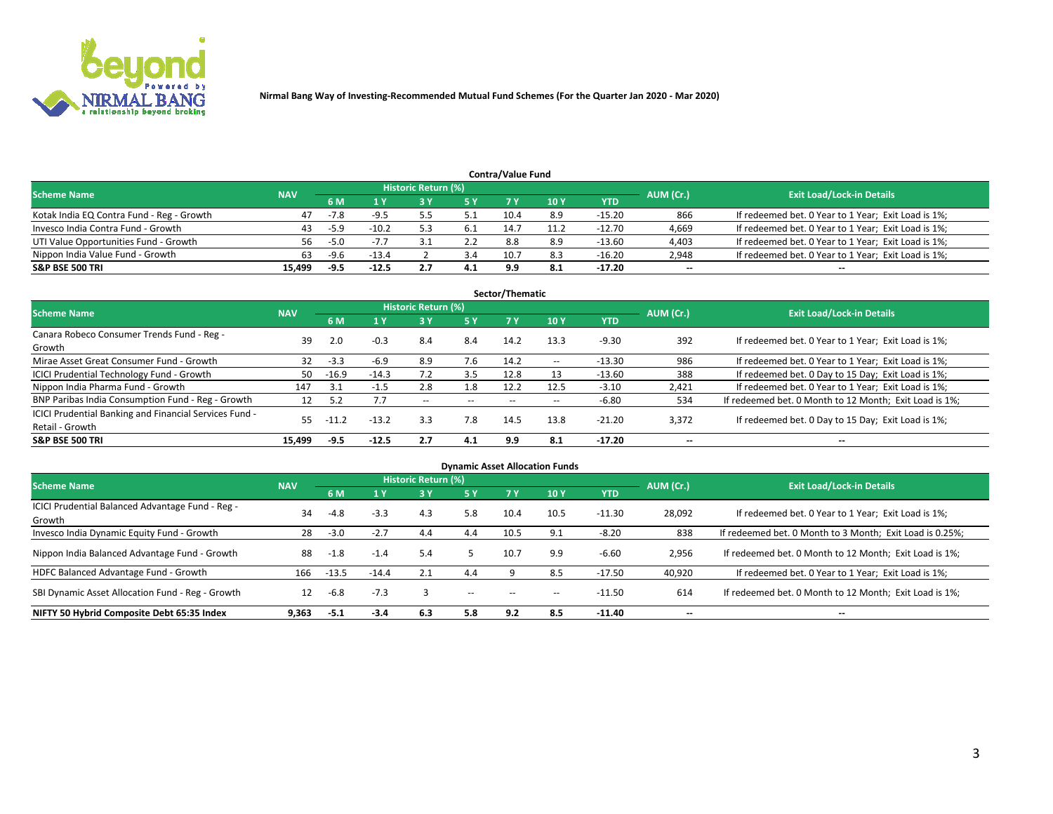Nirmal Bang Way of Investing-Recommended Mutual Fund Schemes (For the Quarter Jan 2020 - Mar 2020)

## Contra/Value Fund

| Scheme Name | NAV | Historic Return (%) | | | | | | | AUM (Cr.) | Exit Load/Lock-in Details |
|---|---|---|---|---|---|---|---|---|---|---|
| | | 6 M | 1 Y | 3 Y | 5 Y | 7 Y | 10 Y | YTD | | |
| Kotak India EQ Contra Fund - Reg - Growth | 47 | -7.8 | -9.5 | 5.5 | 5.1 | 10.4 | 8.9 | -15.20 | 866 | If redeemed bet. 0 Year to 1 Year; Exit Load is 1%; |
| Invesco India Contra Fund - Growth | 43 | -5.9 | -10.2 | 5.3 | 6.1 | 14.7 | 11.2 | -12.70 | 4,669 | If redeemed bet. 0 Year to 1 Year; Exit Load is 1%; |
| UTI Value Opportunities Fund - Growth | 56 | -5.0 | -7.7 | 3.1 | 2.2 | 8.8 | 8.9 | -13.60 | 4,403 | If redeemed bet. 0 Year to 1 Year; Exit Load is 1%; |
| Nippon India Value Fund - Growth | 63 | -9.6 | -13.4 | 2 | 3.4 | 10.7 | 8.3 | -16.20 | 2,948 | If redeemed bet. 0 Year to 1 Year; Exit Load is 1%; |
| **S&P BSE 500 TRI** | **15,499** | **-9.5** | **-12.5** | **2.7** | **4.1** | **9.9** | **8.1** | **-17.20** | **--** | **--** |

## Sector/Thematic

| Scheme Name | NAV | Historic Return (%) | | | | | | | AUM (Cr.) | Exit Load/Lock-in Details |
|---|---|---|---|---|---|---|---|---|---|---|
| | | 6 M | 1 Y | 3 Y | 5 Y | 7 Y | 10 Y | YTD | | |
| Canara Robeco Consumer Trends Fund - Reg - Growth | 39 | 2.0 | -0.3 | 8.4 | 8.4 | 14.2 | 13.3 | -9.30 | 392 | If redeemed bet. 0 Year to 1 Year; Exit Load is 1%; |
| Mirae Asset Great Consumer Fund - Growth | 32 | -3.3 | -6.9 | 8.9 | 7.6 | 14.2 | -- | -13.30 | 986 | If redeemed bet. 0 Year to 1 Year; Exit Load is 1%; |
| ICICI Prudential Technology Fund - Growth | 50 | -16.9 | -14.3 | 7.2 | 3.5 | 12.8 | 13 | -13.60 | 388 | If redeemed bet. 0 Day to 15 Day; Exit Load is 1%; |
| Nippon India Pharma Fund - Growth | 147 | 3.1 | -1.5 | 2.8 | 1.8 | 12.2 | 12.5 | -3.10 | 2,421 | If redeemed bet. 0 Year to 1 Year; Exit Load is 1%; |
| BNP Paribas India Consumption Fund - Reg - Growth | 12 | 5.2 | 7.7 | -- | -- | -- | -- | -6.80 | 534 | If redeemed bet. 0 Month to 12 Month; Exit Load is 1%; |
| ICICI Prudential Banking and Financial Services Fund - Retail - Growth | 55 | -11.2 | -13.2 | 3.3 | 7.8 | 14.5 | 13.8 | -21.20 | 3,372 | If redeemed bet. 0 Day to 15 Day; Exit Load is 1%; |
| **S&P BSE 500 TRI** | **15,499** | **-9.5** | **-12.5** | **2.7** | **4.1** | **9.9** | **8.1** | **-17.20** | **--** | **--** |

## Dynamic Asset Allocation Funds

| Scheme Name | NAV | Historic Return (%) | | | | | | | AUM (Cr.) | Exit Load/Lock-in Details |
|---|---|---|---|---|---|---|---|---|---|---|
| | | 6 M | 1 Y | 3 Y | 5 Y | 7 Y | 10 Y | YTD | | |
| ICICI Prudential Balanced Advantage Fund - Reg - Growth | 34 | -4.8 | -3.3 | 4.3 | 5.8 | 10.4 | 10.5 | -11.30 | 28,092 | If redeemed bet. 0 Year to 1 Year; Exit Load is 1%; |
| Invesco India Dynamic Equity Fund - Growth | 28 | -3.0 | -2.7 | 4.4 | 4.4 | 10.5 | 9.1 | -8.20 | 838 | If redeemed bet. 0 Month to 3 Month; Exit Load is 0.25%; |
| Nippon India Balanced Advantage Fund - Growth | 88 | -1.8 | -1.4 | 5.4 | 5 | 10.7 | 9.9 | -6.60 | 2,956 | If redeemed bet. 0 Month to 12 Month; Exit Load is 1%; |
| HDFC Balanced Advantage Fund - Growth | 166 | -13.5 | -14.4 | 2.1 | 4.4 | 9 | 8.5 | -17.50 | 40,920 | If redeemed bet. 0 Year to 1 Year; Exit Load is 1%; |
| SBI Dynamic Asset Allocation Fund - Reg - Growth | 12 | -6.8 | -7.3 | 3 | -- | -- | -- | -11.50 | 614 | If redeemed bet. 0 Month to 12 Month; Exit Load is 1%; |
| **NIFTY 50 Hybrid Composite Debt 65:35 Index** | **9,363** | **-5.1** | **-3.4** | **6.3** | **5.8** | **9.2** | **8.5** | **-11.40** | **--** | **--** |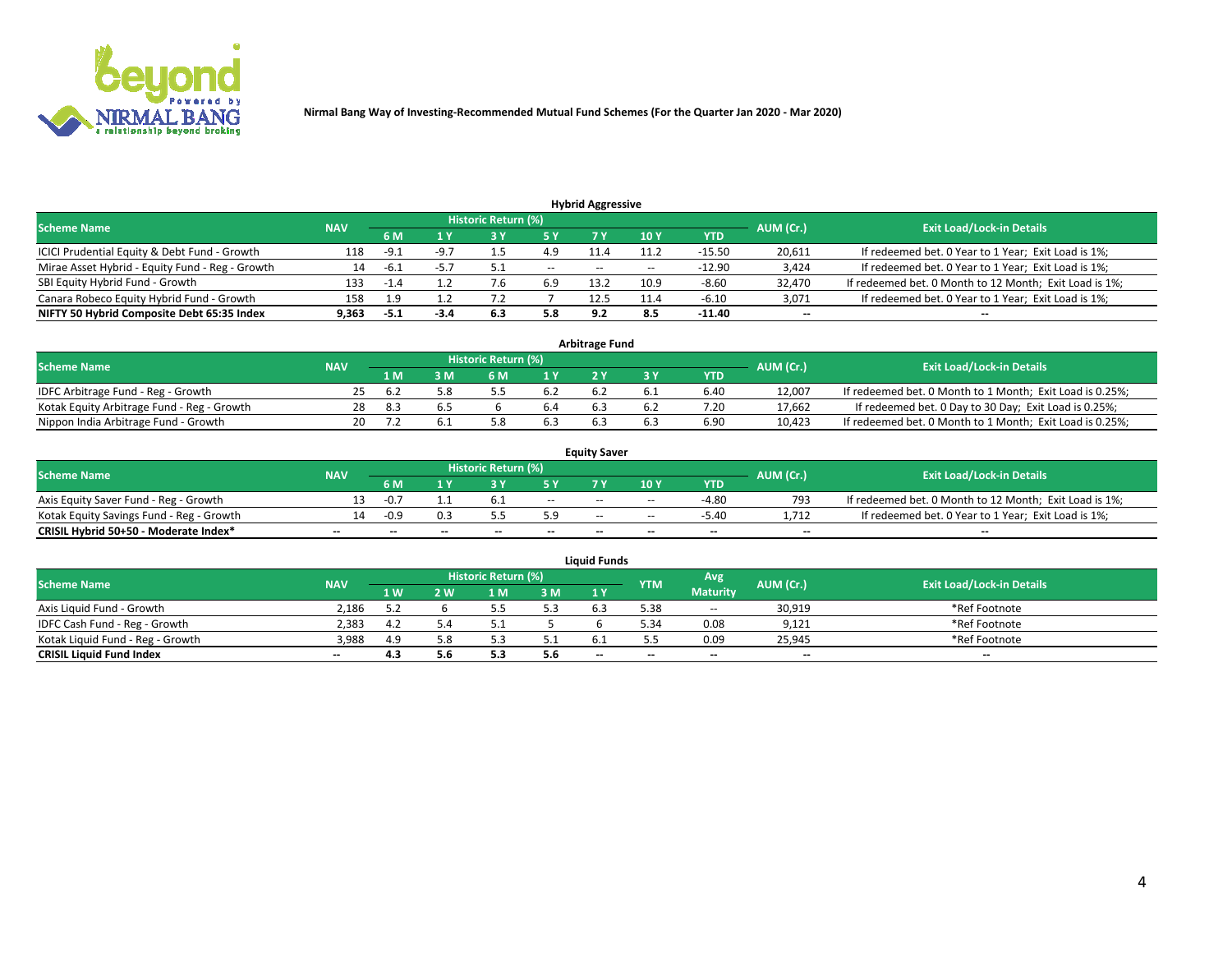Nirmal Bang Way of Investing-Recommended Mutual Fund Schemes (For the Quarter Jan 2020 - Mar 2020)

### Hybrid Aggressive

| Scheme Name | NAV | Historic Return (%) | | | | | | | AUM (Cr.) | Exit Load/Lock-in Details |
|---|---|---|---|---|---|---|---|---|---|---|
| | | 6 M | 1 Y | 3 Y | 5 Y | 7 Y | 10 Y | YTD | | |
| ICICI Prudential Equity & Debt Fund - Growth | 118 | -9.1 | -9.7 | 1.5 | 4.9 | 11.4 | 11.2 | -15.50 | 20,611 | If redeemed bet. 0 Year to 1 Year; Exit Load is 1%; |
| Mirae Asset Hybrid - Equity Fund - Reg - Growth | 14 | -6.1 | -5.7 | 5.1 | -- | -- | -- | -12.90 | 3,424 | If redeemed bet. 0 Year to 1 Year; Exit Load is 1%; |
| SBI Equity Hybrid Fund - Growth | 133 | -1.4 | 1.2 | 7.6 | 6.9 | 13.2 | 10.9 | -8.60 | 32,470 | If redeemed bet. 0 Month to 12 Month; Exit Load is 1%; |
| Canara Robeco Equity Hybrid Fund - Growth | 158 | 1.9 | 1.2 | 7.2 | 7 | 12.5 | 11.4 | -6.10 | 3,071 | If redeemed bet. 0 Year to 1 Year; Exit Load is 1%; |
| **NIFTY 50 Hybrid Composite Debt 65:35 Index** | **9,363** | **-5.1** | **-3.4** | **6.3** | **5.8** | **9.2** | **8.5** | **-11.40** | **--** | **--** |

### Arbitrage Fund

| Scheme Name | NAV | Historic Return (%) | | | | | | | AUM (Cr.) | Exit Load/Lock-in Details |
|---|---|---|---|---|---|---|---|---|---|---|
| | | 1 M | 3 M | 6 M | 1 Y | 2 Y | 3 Y | YTD | | |
| IDFC Arbitrage Fund - Reg - Growth | 25 | 6.2 | 5.8 | 5.5 | 6.2 | 6.2 | 6.1 | 6.40 | 12,007 | If redeemed bet. 0 Month to 1 Month; Exit Load is 0.25%; |
| Kotak Equity Arbitrage Fund - Reg - Growth | 28 | 8.3 | 6.5 | 6 | 6.4 | 6.3 | 6.2 | 7.20 | 17,662 | If redeemed bet. 0 Day to 30 Day; Exit Load is 0.25%; |
| Nippon India Arbitrage Fund - Growth | 20 | 7.2 | 6.1 | 5.8 | 6.3 | 6.3 | 6.3 | 6.90 | 10,423 | If redeemed bet. 0 Month to 1 Month; Exit Load is 0.25%; |

### Equity Saver

| Scheme Name | NAV | Historic Return (%) | | | | | | | AUM (Cr.) | Exit Load/Lock-in Details |
|---|---|---|---|---|---|---|---|---|---|---|
| | | 6 M | 1 Y | 3 Y | 5 Y | 7 Y | 10 Y | YTD | | |
| Axis Equity Saver Fund - Reg - Growth | 13 | -0.7 | 1.1 | 6.1 | -- | -- | -- | -4.80 | 793 | If redeemed bet. 0 Month to 12 Month; Exit Load is 1%; |
| Kotak Equity Savings Fund - Reg - Growth | 14 | -0.9 | 0.3 | 5.5 | 5.9 | -- | -- | -5.40 | 1,712 | If redeemed bet. 0 Year to 1 Year; Exit Load is 1%; |
| **CRISIL Hybrid 50+50 - Moderate Index*** | **--** | **--** | **--** | **--** | **--** | **--** | **--** | **--** | **--** | **--** |

### Liquid Funds

| Scheme Name | NAV | Historic Return (%) | | | | | YTM | Avg Maturity | AUM (Cr.) | Exit Load/Lock-in Details |
|---|---|---|---|---|---|---|---|---|---|---|
| | | 1 W | 2 W | 1 M | 3 M | 1 Y | | | | |
| Axis Liquid Fund - Growth | 2,186 | 5.2 | 6 | 5.5 | 5.3 | 6.3 | 5.38 | -- | 30,919 | *Ref Footnote |
| IDFC Cash Fund - Reg - Growth | 2,383 | 4.2 | 5.4 | 5.1 | 5 | 6 | 5.34 | 0.08 | 9,121 | *Ref Footnote |
| Kotak Liquid Fund - Reg - Growth | 3,988 | 4.9 | 5.8 | 5.3 | 5.1 | 6.1 | 5.5 | 0.09 | 25,945 | *Ref Footnote |
| **CRISIL Liquid Fund Index** | **--** | **4.3** | **5.6** | **5.3** | **5.6** | **--** | **--** | **--** | **--** | **--** |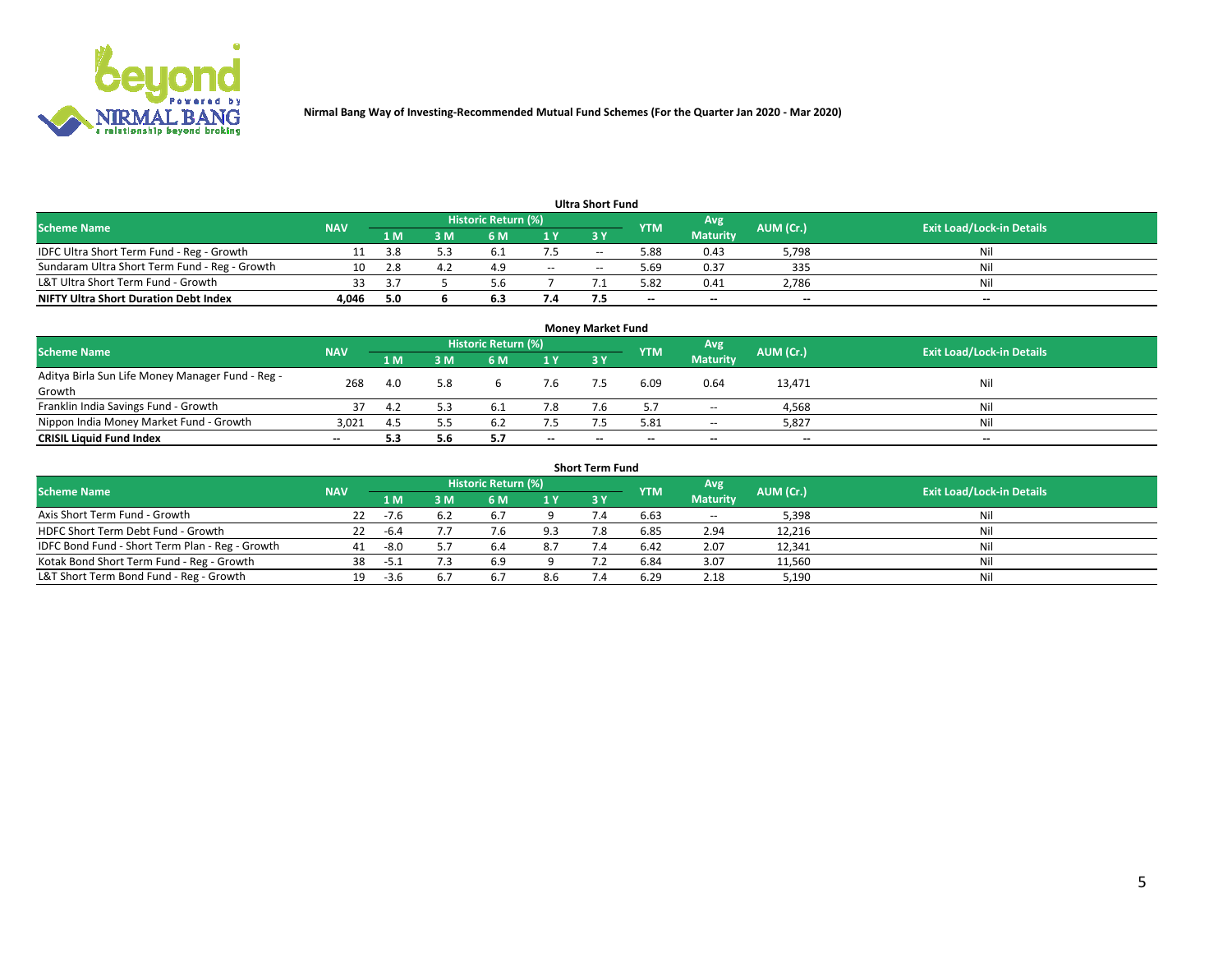Nirmal Bang Way of Investing-Recommended Mutual Fund Schemes (For the Quarter Jan 2020 - Mar 2020)

## Ultra Short Fund

| Scheme Name | NAV | Historic Return (%) | | | | | YTM | Avg Maturity | AUM (Cr.) | Exit Load/Lock-in Details |
|---|---|---|---|---|---|---|---|---|---|---|
| | | 1 M | 3 M | 6 M | 1 Y | 3 Y | | | | |
| IDFC Ultra Short Term Fund - Reg - Growth | 11 | 3.8 | 5.3 | 6.1 | 7.5 | -- | 5.88 | 0.43 | 5,798 | Nil |
| Sundaram Ultra Short Term Fund - Reg - Growth | 10 | 2.8 | 4.2 | 4.9 | -- | -- | 5.69 | 0.37 | 335 | Nil |
| L&T Ultra Short Term Fund - Growth | 33 | 3.7 | 5 | 5.6 | 7 | 7.1 | 5.82 | 0.41 | 2,786 | Nil |
| **NIFTY Ultra Short Duration Debt Index** | **4,046** | **5.0** | **6** | **6.3** | **7.4** | **7.5** | **--** | **--** | **--** | **--** |

## Money Market Fund

| Scheme Name | NAV | Historic Return (%) | | | | | YTM | Avg Maturity | AUM (Cr.) | Exit Load/Lock-in Details |
|---|---|---|---|---|---|---|---|---|---|---|
| | | 1 M | 3 M | 6 M | 1 Y | 3 Y | | | | |
| Aditya Birla Sun Life Money Manager Fund - Reg - Growth | 268 | 4.0 | 5.8 | 6 | 7.6 | 7.5 | 6.09 | 0.64 | 13,471 | Nil |
| Franklin India Savings Fund - Growth | 37 | 4.2 | 5.3 | 6.1 | 7.8 | 7.6 | 5.7 | -- | 4,568 | Nil |
| Nippon India Money Market Fund - Growth | 3,021 | 4.5 | 5.5 | 6.2 | 7.5 | 7.5 | 5.81 | -- | 5,827 | Nil |
| **CRISIL Liquid Fund Index** | **--** | **5.3** | **5.6** | **5.7** | **--** | **--** | **--** | **--** | **--** | **--** |

## Short Term Fund

| Scheme Name | NAV | Historic Return (%) | | | | | YTM | Avg Maturity | AUM (Cr.) | Exit Load/Lock-in Details |
|---|---|---|---|---|---|---|---|---|---|---|
| | | 1 M | 3 M | 6 M | 1 Y | 3 Y | | | | |
| Axis Short Term Fund - Growth | 22 | -7.6 | 6.2 | 6.7 | 9 | 7.4 | 6.63 | -- | 5,398 | Nil |
| HDFC Short Term Debt Fund - Growth | 22 | -6.4 | 7.7 | 7.6 | 9.3 | 7.8 | 6.85 | 2.94 | 12,216 | Nil |
| IDFC Bond Fund - Short Term Plan - Reg - Growth | 41 | -8.0 | 5.7 | 6.4 | 8.7 | 7.4 | 6.42 | 2.07 | 12,341 | Nil |
| Kotak Bond Short Term Fund - Reg - Growth | 38 | -5.1 | 7.3 | 6.9 | 9 | 7.2 | 6.84 | 3.07 | 11,560 | Nil |
| L&T Short Term Bond Fund - Reg - Growth | 19 | -3.6 | 6.7 | 6.7 | 8.6 | 7.4 | 6.29 | 2.18 | 5,190 | Nil |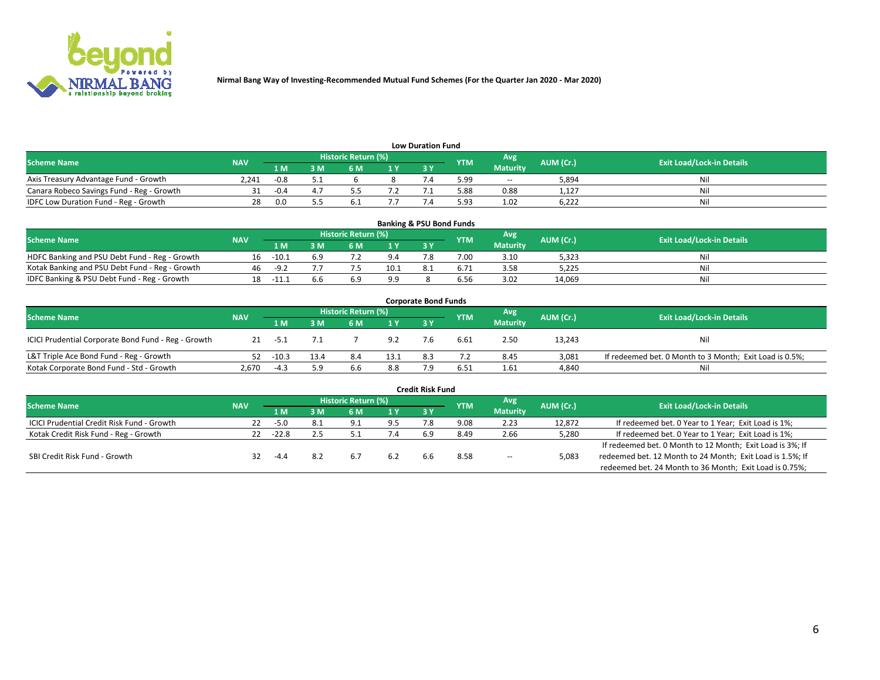**Nirmal Bang Way of Investing-Recommended Mutual Fund Schemes (For the Quarter Jan 2020 - Mar 2020)**

### Low Duration Fund

| Scheme Name | NAV | Historic Return (%) | | | | | YTM | Avg Maturity | AUM (Cr.) | Exit Load/Lock-in Details |
|---|---|---|---|---|---|---|---|---|---|---|
| | | 1 M | 3 M | 6 M | 1 Y | 3 Y | | | | |
| Axis Treasury Advantage Fund - Growth | 2,241 | -0.8 | 5.1 | 6 | 8 | 7.4 | 5.99 | -- | 5,894 | Nil |
| Canara Robeco Savings Fund - Reg - Growth | 31 | -0.4 | 4.7 | 5.5 | 7.2 | 7.1 | 5.88 | 0.88 | 1,127 | Nil |
| IDFC Low Duration Fund - Reg - Growth | 28 | 0.0 | 5.5 | 6.1 | 7.7 | 7.4 | 5.93 | 1.02 | 6,222 | Nil |

### Banking & PSU Bond Funds

| Scheme Name | NAV | Historic Return (%) | | | | | YTM | Avg Maturity | AUM (Cr.) | Exit Load/Lock-in Details |
|---|---|---|---|---|---|---|---|---|---|---|
| | | 1 M | 3 M | 6 M | 1 Y | 3 Y | | | | |
| HDFC Banking and PSU Debt Fund - Reg - Growth | 16 | -10.1 | 6.9 | 7.2 | 9.4 | 7.8 | 7.00 | 3.10 | 5,323 | Nil |
| Kotak Banking and PSU Debt Fund - Reg - Growth | 46 | -9.2 | 7.7 | 7.5 | 10.1 | 8.1 | 6.71 | 3.58 | 5,225 | Nil |
| IDFC Banking & PSU Debt Fund - Reg - Growth | 18 | -11.1 | 6.6 | 6.9 | 9.9 | 8 | 6.56 | 3.02 | 14,069 | Nil |

### Corporate Bond Funds

| Scheme Name | NAV | Historic Return (%) | | | | | YTM | Avg Maturity | AUM (Cr.) | Exit Load/Lock-in Details |
|---|---|---|---|---|---|---|---|---|---|---|
| | | 1 M | 3 M | 6 M | 1 Y | 3 Y | | | | |
| ICICI Prudential Corporate Bond Fund - Reg - Growth | 21 | -5.1 | 7.1 | 7 | 9.2 | 7.6 | 6.61 | 2.50 | 13,243 | Nil |
| L&T Triple Ace Bond Fund - Reg - Growth | 52 | -10.3 | 13.4 | 8.4 | 13.1 | 8.3 | 7.2 | 8.45 | 3,081 | If redeemed bet. 0 Month to 3 Month; Exit Load is 0.5%; |
| Kotak Corporate Bond Fund - Std - Growth | 2,670 | -4.3 | 5.9 | 6.6 | 8.8 | 7.9 | 6.51 | 1.61 | 4,840 | Nil |

### Credit Risk Fund

| Scheme Name | NAV | Historic Return (%) | | | | | YTM | Avg Maturity | AUM (Cr.) | Exit Load/Lock-in Details |
|---|---|---|---|---|---|---|---|---|---|---|
| | | 1 M | 3 M | 6 M | 1 Y | 3 Y | | | | |
| ICICI Prudential Credit Risk Fund - Growth | 22 | -5.0 | 8.1 | 9.1 | 9.5 | 7.8 | 9.08 | 2.23 | 12,872 | If redeemed bet. 0 Year to 1 Year; Exit Load is 1%; |
| Kotak Credit Risk Fund - Reg - Growth | 22 | -22.8 | 2.5 | 5.1 | 7.4 | 6.9 | 8.49 | 2.66 | 5,280 | If redeemed bet. 0 Year to 1 Year; Exit Load is 1%; |
| SBI Credit Risk Fund - Growth | 32 | -4.4 | 8.2 | 6.7 | 6.2 | 6.6 | 8.58 | -- | 5,083 | If redeemed bet. 0 Month to 12 Month; Exit Load is 3%; If redeemed bet. 12 Month to 24 Month; Exit Load is 1.5%; If redeemed bet. 24 Month to 36 Month; Exit Load is 0.75%; |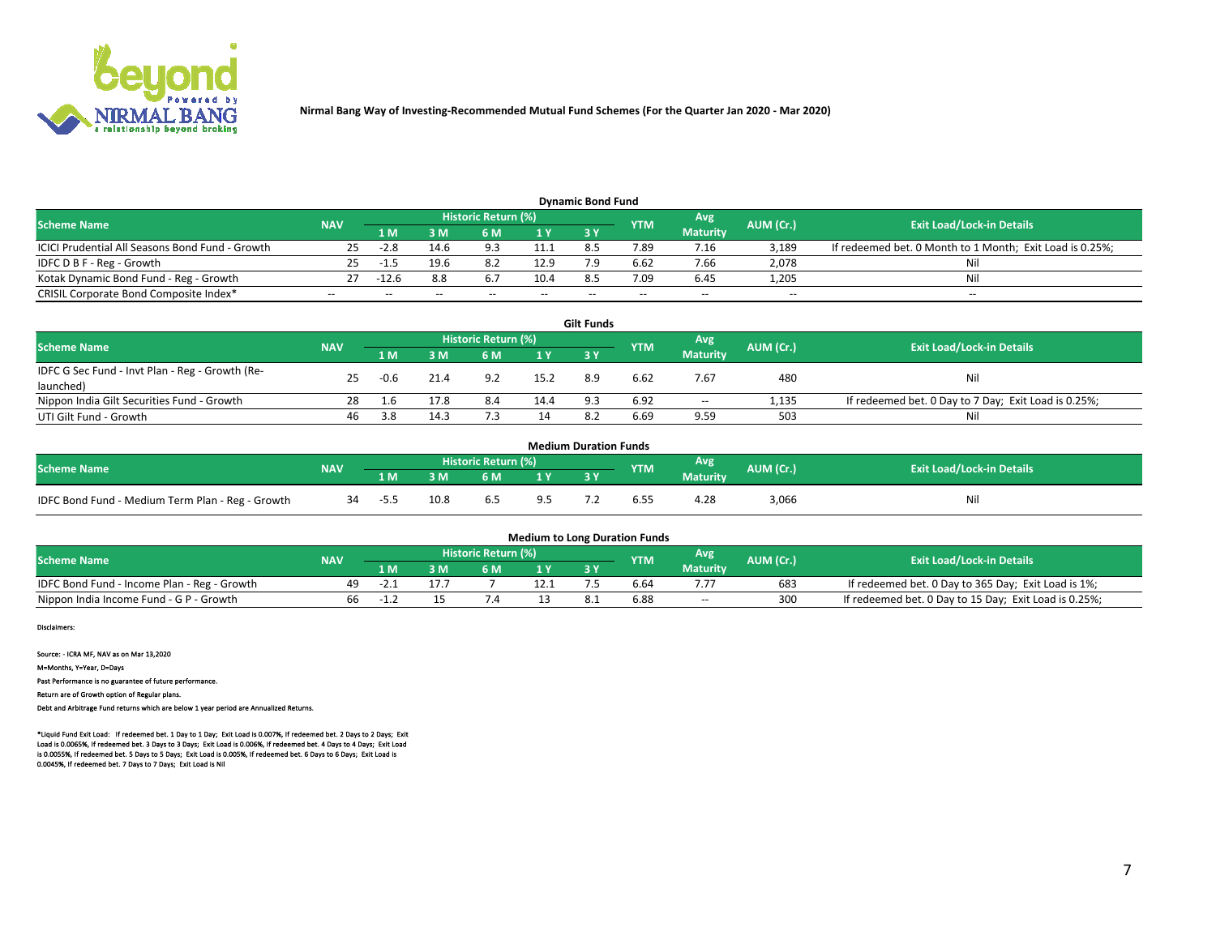**Nirmal Bang Way of Investing-Recommended Mutual Fund Schemes (For the Quarter Jan 2020 - Mar 2020)**

### Dynamic Bond Fund

| Scheme Name | NAV | Historic Return (%) | | | | | YTM | Avg Maturity | AUM (Cr.) | Exit Load/Lock-in Details |
|---|---|---|---|---|---|---|---|---|---|---|
| | | 1 M | 3 M | 6 M | 1 Y | 3 Y | | | | |
| ICICI Prudential All Seasons Bond Fund - Growth | 25 | -2.8 | 14.6 | 9.3 | 11.1 | 8.5 | 7.89 | 7.16 | 3,189 | If redeemed bet. 0 Month to 1 Month; Exit Load is 0.25%; |
| IDFC D B F - Reg - Growth | 25 | -1.5 | 19.6 | 8.2 | 12.9 | 7.9 | 6.62 | 7.66 | 2,078 | Nil |
| Kotak Dynamic Bond Fund - Reg - Growth | 27 | -12.6 | 8.8 | 6.7 | 10.4 | 8.5 | 7.09 | 6.45 | 1,205 | Nil |
| CRISIL Corporate Bond Composite Index* | -- | -- | -- | -- | -- | -- | -- | -- | -- | -- |

### Gilt Funds

| Scheme Name | NAV | Historic Return (%) | | | | | YTM | Avg Maturity | AUM (Cr.) | Exit Load/Lock-in Details |
|---|---|---|---|---|---|---|---|---|---|---|
| | | 1 M | 3 M | 6 M | 1 Y | 3 Y | | | | |
| IDFC G Sec Fund - Invt Plan - Reg - Growth (Re-launched) | 25 | -0.6 | 21.4 | 9.2 | 15.2 | 8.9 | 6.62 | 7.67 | 480 | Nil |
| Nippon India Gilt Securities Fund - Growth | 28 | 1.6 | 17.8 | 8.4 | 14.4 | 9.3 | 6.92 | -- | 1,135 | If redeemed bet. 0 Day to 7 Day; Exit Load is 0.25%; |
| UTI Gilt Fund - Growth | 46 | 3.8 | 14.3 | 7.3 | 14 | 8.2 | 6.69 | 9.59 | 503 | Nil |

### Medium Duration Funds

| Scheme Name | NAV | Historic Return (%) | | | | | YTM | Avg Maturity | AUM (Cr.) | Exit Load/Lock-in Details |
|---|---|---|---|---|---|---|---|---|---|---|
| | | 1 M | 3 M | 6 M | 1 Y | 3 Y | | | | |
| IDFC Bond Fund - Medium Term Plan - Reg - Growth | 34 | -5.5 | 10.8 | 6.5 | 9.5 | 7.2 | 6.55 | 4.28 | 3,066 | Nil |

### Medium to Long Duration Funds

| Scheme Name | NAV | Historic Return (%) | | | | | YTM | Avg Maturity | AUM (Cr.) | Exit Load/Lock-in Details |
|---|---|---|---|---|---|---|---|---|---|---|
| | | 1 M | 3 M | 6 M | 1 Y | 3 Y | | | | |
| IDFC Bond Fund - Income Plan - Reg - Growth | 49 | -2.1 | 17.7 | 7 | 12.1 | 7.5 | 6.64 | 7.77 | 683 | If redeemed bet. 0 Day to 365 Day; Exit Load is 1%; |
| Nippon India Income Fund - G P - Growth | 66 | -1.2 | 15 | 7.4 | 13 | 8.1 | 6.88 | -- | 300 | If redeemed bet. 0 Day to 15 Day; Exit Load is 0.25%; |

Disclaimers:

Source: - ICRA MF, NAV as on Mar 13,2020

M=Months, Y=Year, D=Days

Past Performance is no guarantee of future performance.

Return are of Growth option of Regular plans.

Debt and Arbitrage Fund returns which are below 1 year period are Annualized Returns.

*Liquid Fund Exit Load: If redeemed bet. 1 Day to 1 Day; Exit Load is 0.007%, If redeemed bet. 2 Days to 2 Days; Exit Load is 0.0065%, If redeemed bet. 3 Days to 3 Days; Exit Load is 0.006%, If redeemed bet. 4 Days to 4 Days; Exit Load is 0.0055%, If redeemed bet. 5 Days to 5 Days; Exit Load is 0.005%, If redeemed bet. 6 Days to 6 Days; Exit Load is 0.0045%, If redeemed bet. 7 Days to 7 Days; Exit Load is Nil